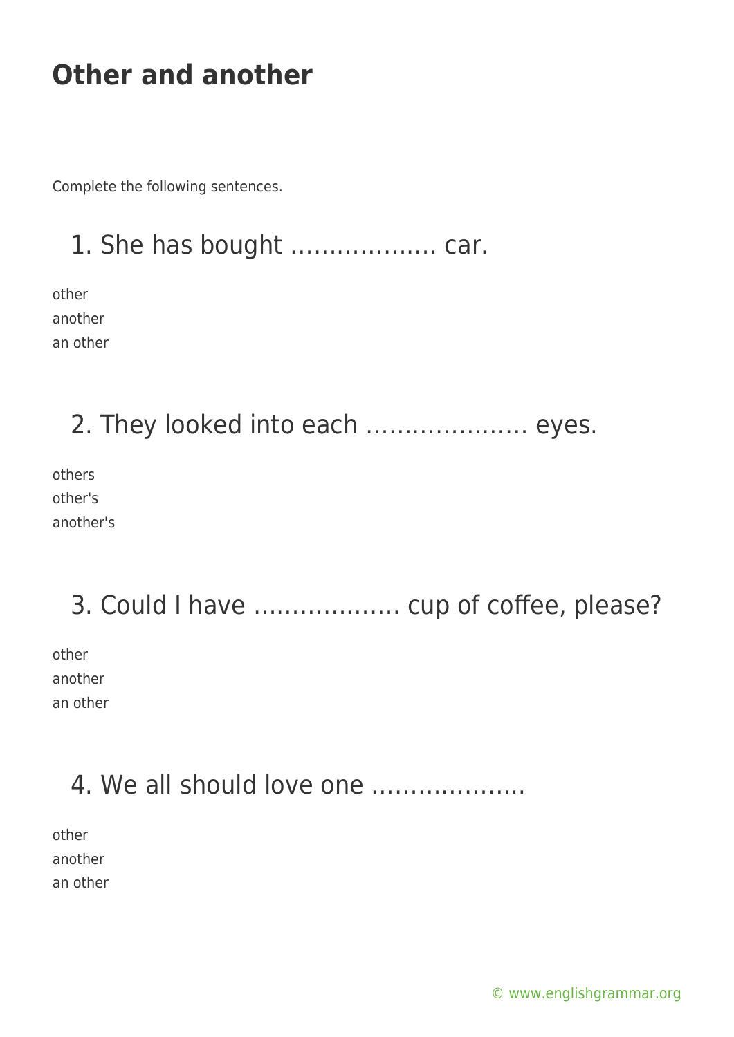# Other and another

Complete the following sentences.

## 1. She has bought ………………. car.

other
another
an other

## 2. They looked into each ………………… eyes.

others
other's
another's

## 3. Could I have ………………. cup of coffee, please?

other
another
an other

## 4. We all should love one ……………….

other
another
an other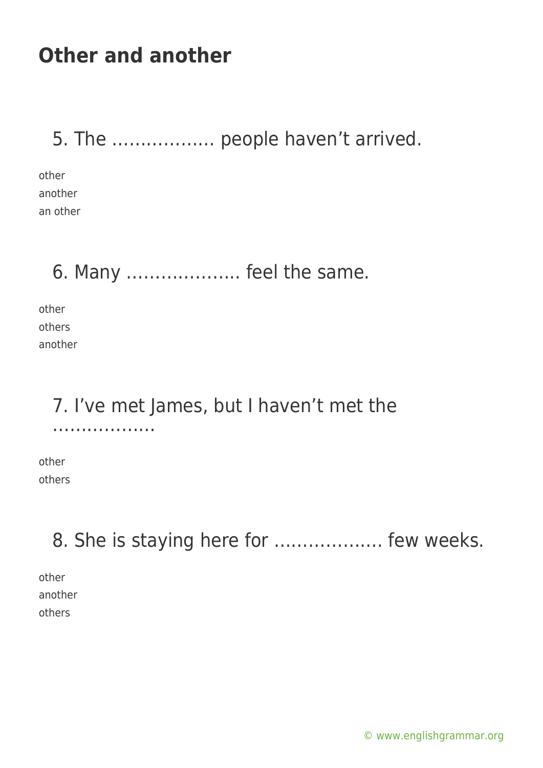# Other and another

5. The ……………… people haven't arrived.

other
another
an other

6. Many ……………….. feel the same.

other
others
another

7. I've met James, but I haven't met the ………………

other
others

8. She is staying here for ………………. few weeks.

other
another
others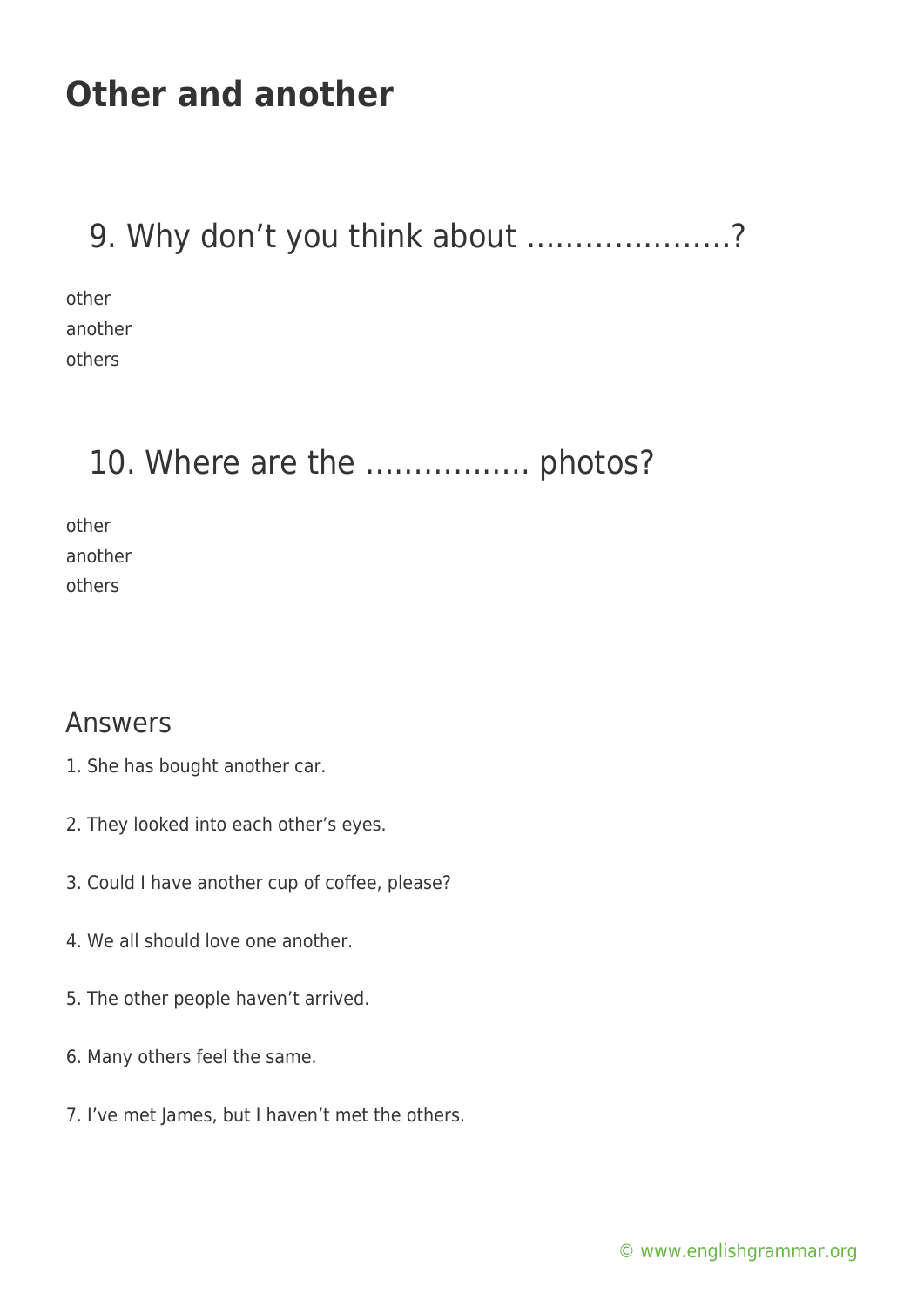# Other and another

## 9. Why don't you think about ………………….?

other
another
others

## 10. Where are the …………….. photos?

other
another
others

## Answers

1. She has bought another car.

2. They looked into each other's eyes.

3. Could I have another cup of coffee, please?

4. We all should love one another.

5. The other people haven't arrived.

6. Many others feel the same.

7. I've met James, but I haven't met the others.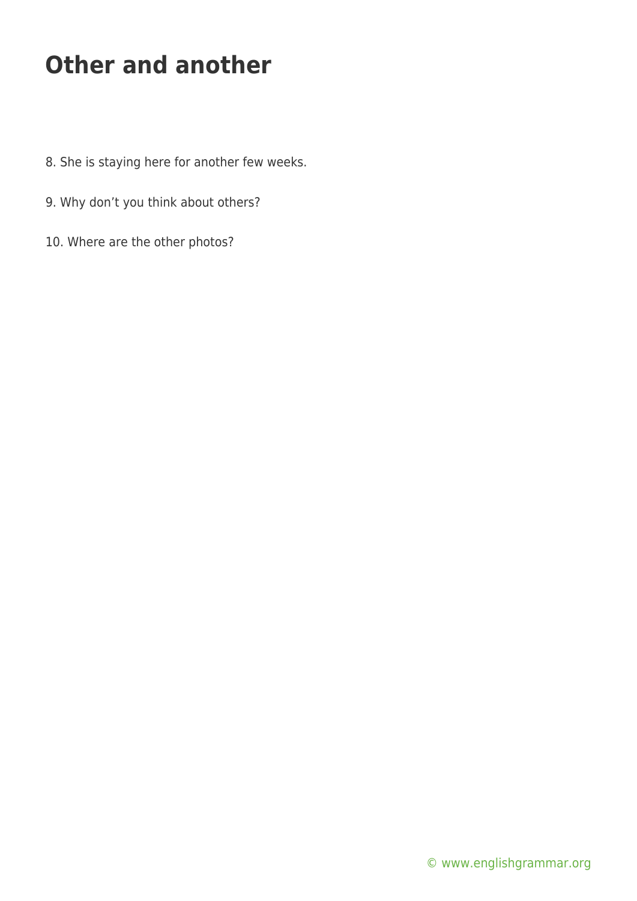# Other and another

8. She is staying here for another few weeks.

9. Why don't you think about others?

10. Where are the other photos?